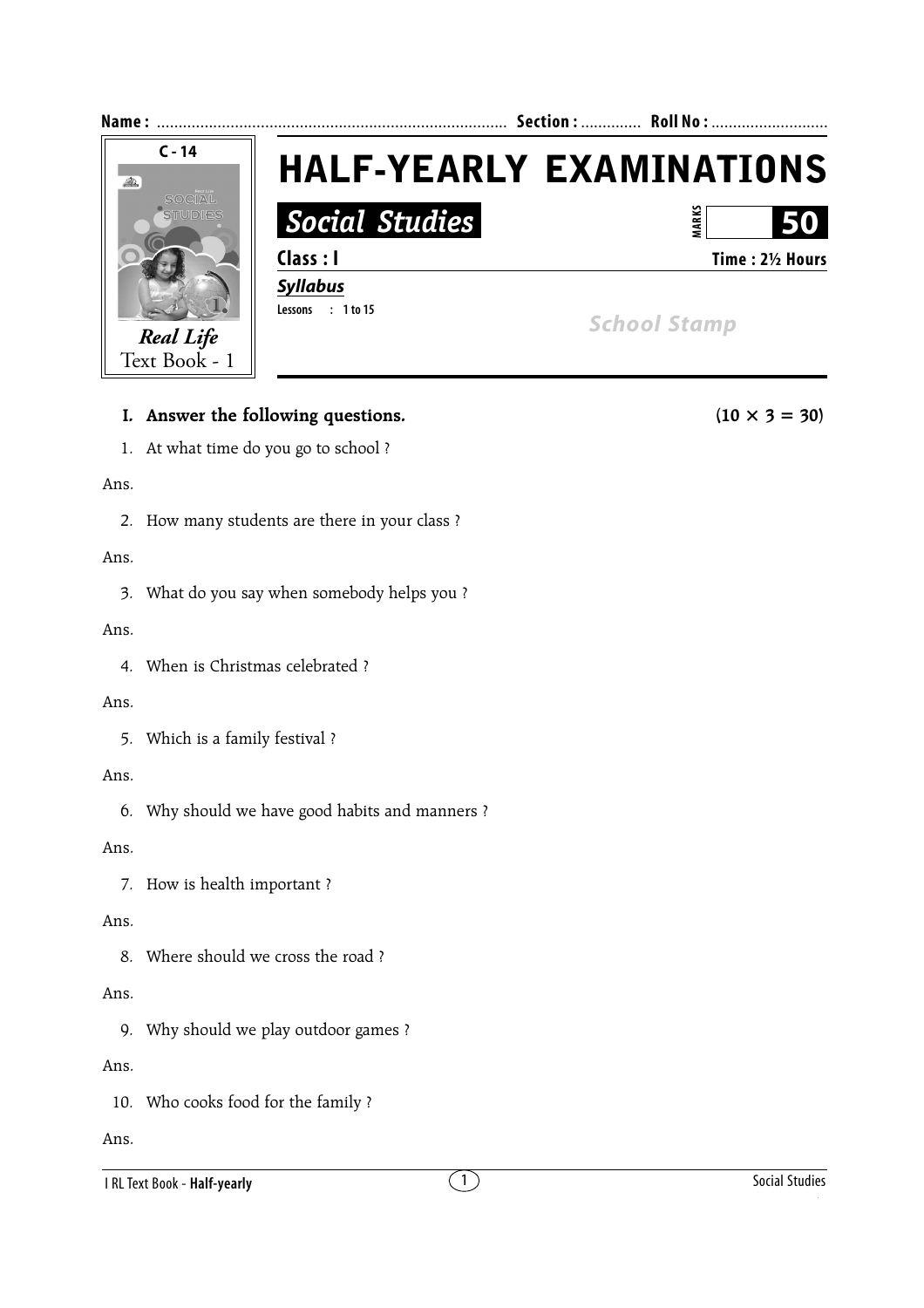**Name :** ................................................................................ **Section :** ............. **Roll No :** ...........................

C - 14

*Real Life*
Text Book - 1

# HALF-YEARLY EXAMINATIONS

## *Social Studies*

MARKS **50**

**Class : I** **Time : 2½ Hours**

***Syllabus***

**Lessons : 1 to 15**

*School Stamp*

**I. Answer the following questions.** **(10 × 3 = 30)**

1. At what time do you go to school ?

Ans.

2. How many students are there in your class ?

Ans.

3. What do you say when somebody helps you ?

Ans.

4. When is Christmas celebrated ?

Ans.

5. Which is a family festival ?

Ans.

6. Why should we have good habits and manners ?

Ans.

7. How is health important ?

Ans.

8. Where should we cross the road ?

Ans.

9. Why should we play outdoor games ?

Ans.

10. Who cooks food for the family ?

Ans.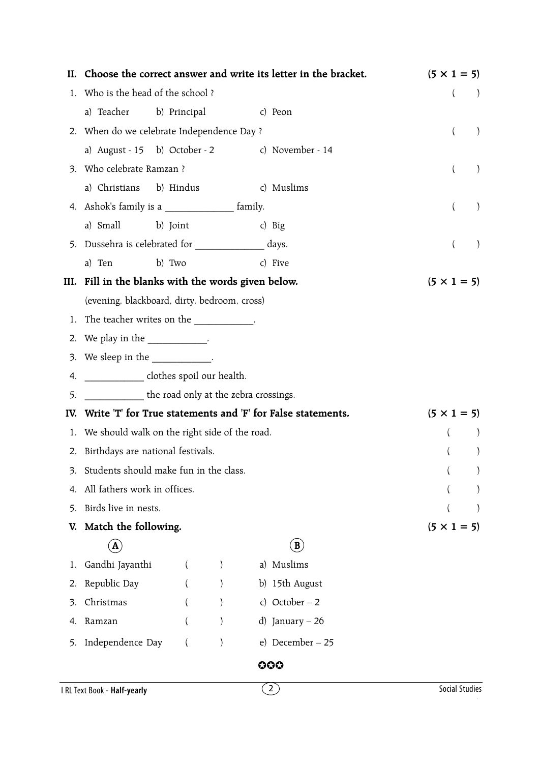## II. Choose the correct answer and write its letter in the bracket. (5 × 1 = 5)

1. Who is the head of the school ? ( )

   a) Teacher b) Principal c) Peon

2. When do we celebrate Independence Day ? ( )

   a) August - 15 b) October - 2 c) November - 14

3. Who celebrate Ramzan ? ( )

   a) Christians b) Hindus c) Muslims

4. Ashok's family is a ______________ family. ( )

   a) Small b) Joint c) Big

5. Dussehra is celebrated for ______________ days. ( )

   a) Ten b) Two c) Five

## III. Fill in the blanks with the words given below. (5 × 1 = 5)

(evening, blackboard, dirty, bedroom, cross)

1. The teacher writes on the ____________.
2. We play in the ____________.
3. We sleep in the ____________.
4. ____________ clothes spoil our health.
5. ____________ the road only at the zebra crossings.

## IV. Write 'T' for True statements and 'F' for False statements. (5 × 1 = 5)

1. We should walk on the right side of the road. ( )
2. Birthdays are national festivals. ( )
3. Students should make fun in the class. ( )
4. All fathers work in offices. ( )
5. Birds live in nests. ( )

## V. Match the following. (5 × 1 = 5)

| | A | | B |
|---|---|---|---|
| 1. | Gandhi Jayanthi | ( ) | a) Muslims |
| 2. | Republic Day | ( ) | b) 15th August |
| 3. | Christmas | ( ) | c) October – 2 |
| 4. | Ramzan | ( ) | d) January – 26 |
| 5. | Independence Day | ( ) | e) December – 25 |

✪✪✪